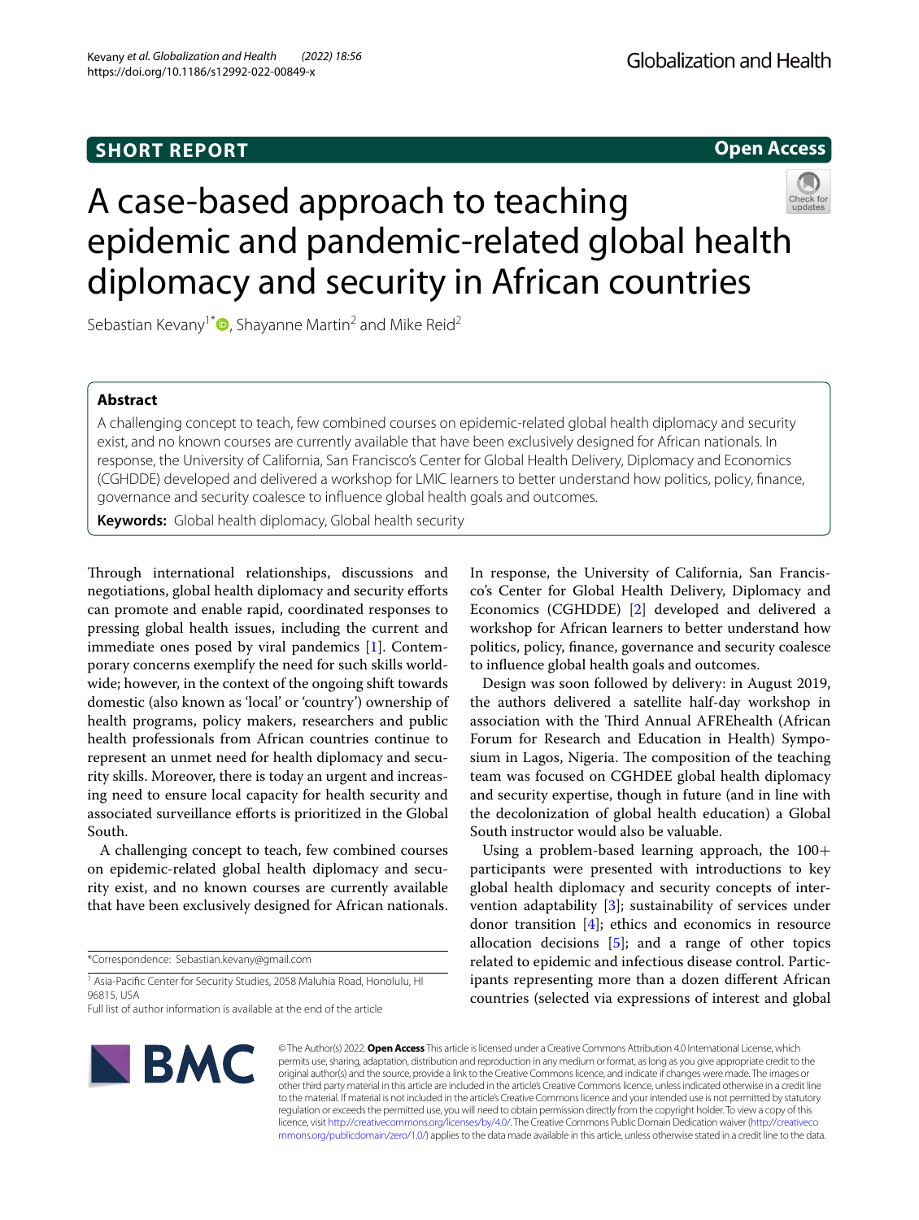SHORT REPORT

Open Access

# A case-based approach to teaching epidemic and pandemic-related global health diplomacy and security in African countries

Sebastian Kevany[1*], Shayanne Martin[2] and Mike Reid[2]

## Abstract

A challenging concept to teach, few combined courses on epidemic-related global health diplomacy and security exist, and no known courses are currently available that have been exclusively designed for African nationals. In response, the University of California, San Francisco's Center for Global Health Delivery, Diplomacy and Economics (CGHDDE) developed and delivered a workshop for LMIC learners to better understand how politics, policy, finance, governance and security coalesce to influence global health goals and outcomes.

**Keywords:** Global health diplomacy, Global health security

Through international relationships, discussions and negotiations, global health diplomacy and security efforts can promote and enable rapid, coordinated responses to pressing global health issues, including the current and immediate ones posed by viral pandemics [1]. Contemporary concerns exemplify the need for such skills worldwide; however, in the context of the ongoing shift towards domestic (also known as 'local' or 'country') ownership of health programs, policy makers, researchers and public health professionals from African countries continue to represent an unmet need for health diplomacy and security skills. Moreover, there is today an urgent and increasing need to ensure local capacity for health security and associated surveillance efforts is prioritized in the Global South.

A challenging concept to teach, few combined courses on epidemic-related global health diplomacy and security exist, and no known courses are currently available that have been exclusively designed for African nationals. In response, the University of California, San Francisco's Center for Global Health Delivery, Diplomacy and Economics (CGHDDE) [2] developed and delivered a workshop for African learners to better understand how politics, policy, finance, governance and security coalesce to influence global health goals and outcomes.

Design was soon followed by delivery: in August 2019, the authors delivered a satellite half-day workshop in association with the Third Annual AFREhealth (African Forum for Research and Education in Health) Symposium in Lagos, Nigeria. The composition of the teaching team was focused on CGHDEE global health diplomacy and security expertise, though in future (and in line with the decolonization of global health education) a Global South instructor would also be valuable.

Using a problem-based learning approach, the 100+ participants were presented with introductions to key global health diplomacy and security concepts of intervention adaptability [3]; sustainability of services under donor transition [4]; ethics and economics in resource allocation decisions [5]; and a range of other topics related to epidemic and infectious disease control. Participants representing more than a dozen different African countries (selected via expressions of interest and global

*Correspondence: Sebastian.kevany@gmail.com

[1] Asia-Pacific Center for Security Studies, 2058 Maluhia Road, Honolulu, HI 96815, USA

Full list of author information is available at the end of the article

© The Author(s) 2022. **Open Access** This article is licensed under a Creative Commons Attribution 4.0 International License, which permits use, sharing, adaptation, distribution and reproduction in any medium or format, as long as you give appropriate credit to the original author(s) and the source, provide a link to the Creative Commons licence, and indicate if changes were made. The images or other third party material in this article are included in the article's Creative Commons licence, unless indicated otherwise in a credit line to the material. If material is not included in the article's Creative Commons licence and your intended use is not permitted by statutory regulation or exceeds the permitted use, you will need to obtain permission directly from the copyright holder. To view a copy of this licence, visit http://creativecommons.org/licenses/by/4.0/. The Creative Commons Public Domain Dedication waiver (http://creativecommons.org/publicdomain/zero/1.0/) applies to the data made available in this article, unless otherwise stated in a credit line to the data.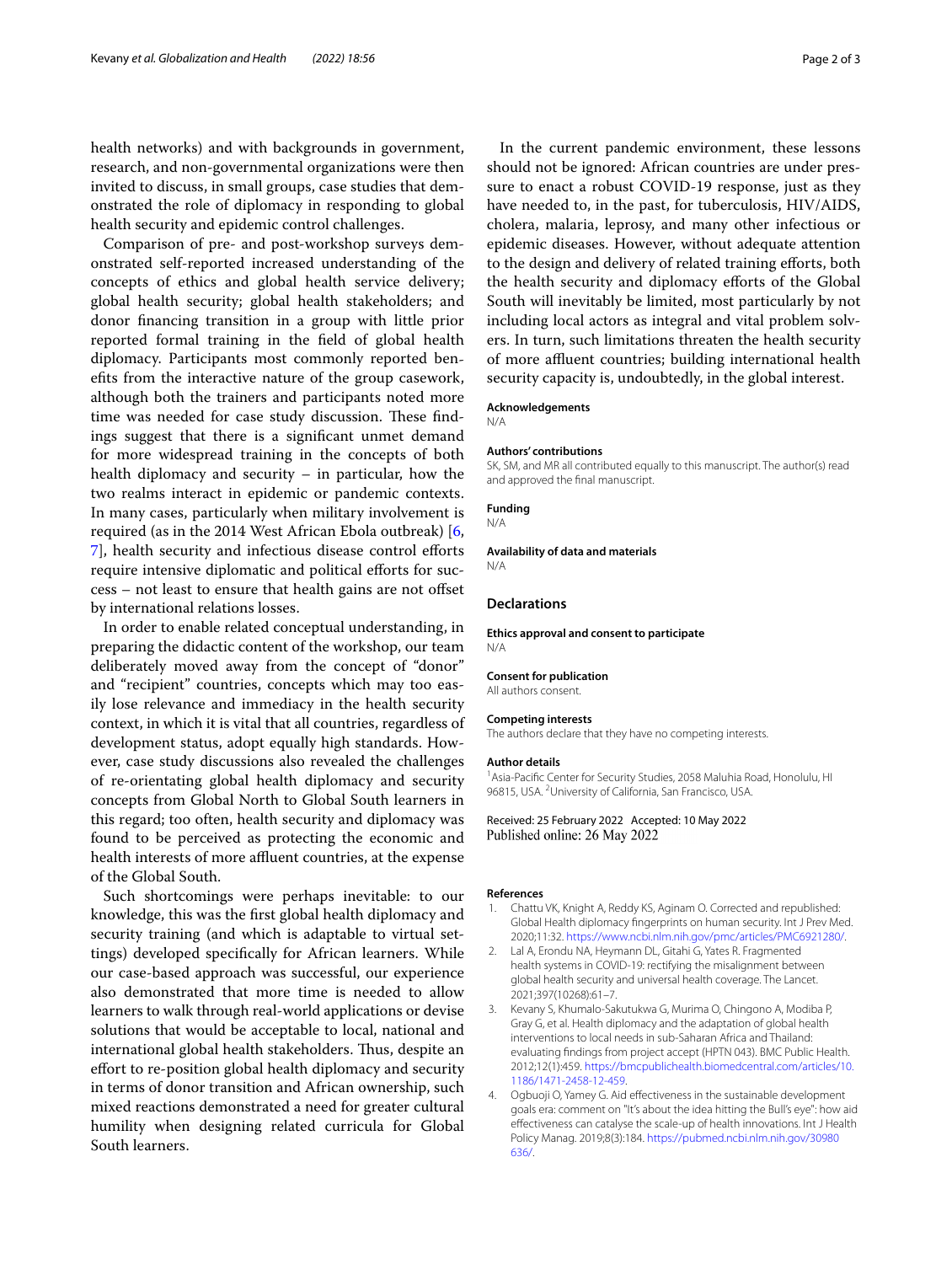health networks) and with backgrounds in government, research, and non-governmental organizations were then invited to discuss, in small groups, case studies that demonstrated the role of diplomacy in responding to global health security and epidemic control challenges.

Comparison of pre- and post-workshop surveys demonstrated self-reported increased understanding of the concepts of ethics and global health service delivery; global health security; global health stakeholders; and donor financing transition in a group with little prior reported formal training in the field of global health diplomacy. Participants most commonly reported benefits from the interactive nature of the group casework, although both the trainers and participants noted more time was needed for case study discussion. These findings suggest that there is a significant unmet demand for more widespread training in the concepts of both health diplomacy and security – in particular, how the two realms interact in epidemic or pandemic contexts. In many cases, particularly when military involvement is required (as in the 2014 West African Ebola outbreak) [6, 7], health security and infectious disease control efforts require intensive diplomatic and political efforts for success – not least to ensure that health gains are not offset by international relations losses.

In order to enable related conceptual understanding, in preparing the didactic content of the workshop, our team deliberately moved away from the concept of "donor" and "recipient" countries, concepts which may too easily lose relevance and immediacy in the health security context, in which it is vital that all countries, regardless of development status, adopt equally high standards. However, case study discussions also revealed the challenges of re-orientating global health diplomacy and security concepts from Global North to Global South learners in this regard; too often, health security and diplomacy was found to be perceived as protecting the economic and health interests of more affluent countries, at the expense of the Global South.

Such shortcomings were perhaps inevitable: to our knowledge, this was the first global health diplomacy and security training (and which is adaptable to virtual settings) developed specifically for African learners. While our case-based approach was successful, our experience also demonstrated that more time is needed to allow learners to walk through real-world applications or devise solutions that would be acceptable to local, national and international global health stakeholders. Thus, despite an effort to re-position global health diplomacy and security in terms of donor transition and African ownership, such mixed reactions demonstrated a need for greater cultural humility when designing related curricula for Global South learners.

In the current pandemic environment, these lessons should not be ignored: African countries are under pressure to enact a robust COVID-19 response, just as they have needed to, in the past, for tuberculosis, HIV/AIDS, cholera, malaria, leprosy, and many other infectious or epidemic diseases. However, without adequate attention to the design and delivery of related training efforts, both the health security and diplomacy efforts of the Global South will inevitably be limited, most particularly by not including local actors as integral and vital problem solvers. In turn, such limitations threaten the health security of more affluent countries; building international health security capacity is, undoubtedly, in the global interest.

#### Acknowledgements
N/A

#### Authors' contributions
SK, SM, and MR all contributed equally to this manuscript. The author(s) read and approved the final manuscript.

#### Funding
N/A

#### Availability of data and materials
N/A

### Declarations

#### Ethics approval and consent to participate
N/A

#### Consent for publication
All authors consent.

#### Competing interests
The authors declare that they have no competing interests.

#### Author details
[1] Asia-Pacific Center for Security Studies, 2058 Maluhia Road, Honolulu, HI 96815, USA. [2] University of California, San Francisco, USA.

Received: 25 February 2022 Accepted: 10 May 2022
Published online: 26 May 2022

#### References
1. Chattu VK, Knight A, Reddy KS, Aginam O. Corrected and republished: Global Health diplomacy fingerprints on human security. Int J Prev Med. 2020;11:32. https://www.ncbi.nlm.nih.gov/pmc/articles/PMC6921280/.
2. Lal A, Erondu NA, Heymann DL, Gitahi G, Yates R. Fragmented health systems in COVID-19: rectifying the misalignment between global health security and universal health coverage. The Lancet. 2021;397(10268):61–7.
3. Kevany S, Khumalo-Sakutukwa G, Murima O, Chingono A, Modiba P, Gray G, et al. Health diplomacy and the adaptation of global health interventions to local needs in sub-Saharan Africa and Thailand: evaluating findings from project accept (HPTN 043). BMC Public Health. 2012;12(1):459. https://bmcpublichealth.biomedcentral.com/articles/10.1186/1471-2458-12-459.
4. Ogbuoji O, Yamey G. Aid effectiveness in the sustainable development goals era: comment on "It's about the idea hitting the Bull's eye": how aid effectiveness can catalyse the scale-up of health innovations. Int J Health Policy Manag. 2019;8(3):184. https://pubmed.ncbi.nlm.nih.gov/30980636/.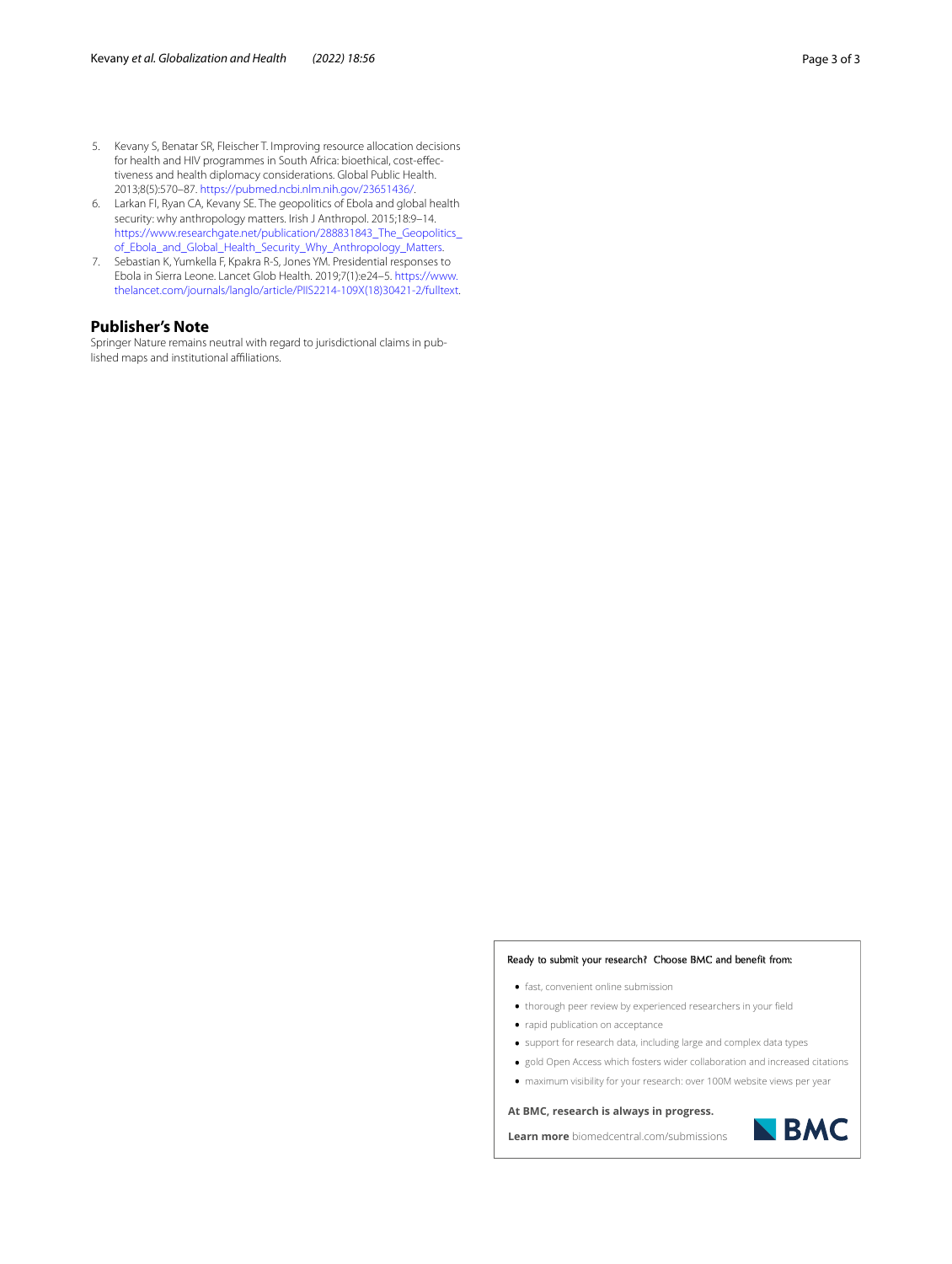5. Kevany S, Benatar SR, Fleischer T. Improving resource allocation decisions for health and HIV programmes in South Africa: bioethical, cost-effectiveness and health diplomacy considerations. Global Public Health. 2013;8(5):570–87. https://pubmed.ncbi.nlm.nih.gov/23651436/.
6. Larkan FI, Ryan CA, Kevany SE. The geopolitics of Ebola and global health security: why anthropology matters. Irish J Anthropol. 2015;18:9–14. https://www.researchgate.net/publication/288831843_The_Geopolitics_of_Ebola_and_Global_Health_Security_Why_Anthropology_Matters.
7. Sebastian K, Yumkella F, Kpakra R-S, Jones YM. Presidential responses to Ebola in Sierra Leone. Lancet Glob Health. 2019;7(1):e24–5. https://www.thelancet.com/journals/langlo/article/PIIS2214-109X(18)30421-2/fulltext.

## Publisher's Note

Springer Nature remains neutral with regard to jurisdictional claims in published maps and institutional affiliations.

Ready to submit your research? Choose BMC and benefit from:

- fast, convenient online submission
- thorough peer review by experienced researchers in your field
- rapid publication on acceptance
- support for research data, including large and complex data types
- gold Open Access which fosters wider collaboration and increased citations
- maximum visibility for your research: over 100M website views per year

**At BMC, research is always in progress.**

**Learn more** biomedcentral.com/submissions

BMC